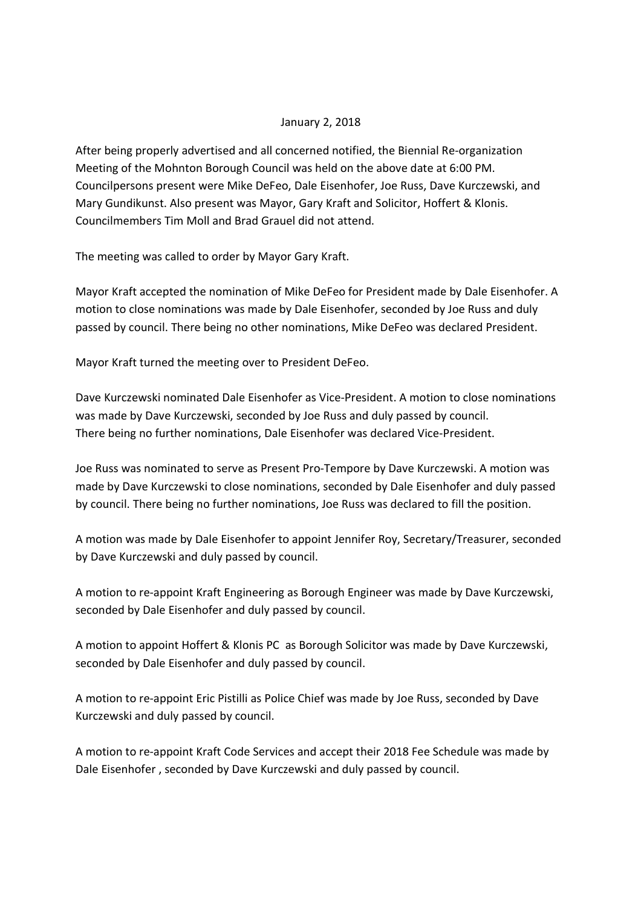January 2, 2018

After being properly advertised and all concerned notified, the Biennial Re-organization Meeting of the Mohnton Borough Council was held on the above date at 6:00 PM. Councilpersons present were Mike DeFeo, Dale Eisenhofer, Joe Russ, Dave Kurczewski, and Mary Gundikunst. Also present was Mayor, Gary Kraft and Solicitor, Hoffert & Klonis. Councilmembers Tim Moll and Brad Grauel did not attend.

The meeting was called to order by Mayor Gary Kraft.

Mayor Kraft accepted the nomination of Mike DeFeo for President made by Dale Eisenhofer. A motion to close nominations was made by Dale Eisenhofer, seconded by Joe Russ and duly passed by council. There being no other nominations, Mike DeFeo was declared President.

Mayor Kraft turned the meeting over to President DeFeo.

Dave Kurczewski nominated Dale Eisenhofer as Vice-President. A motion to close nominations was made by Dave Kurczewski, seconded by Joe Russ and duly passed by council. There being no further nominations, Dale Eisenhofer was declared Vice-President.

Joe Russ was nominated to serve as Present Pro-Tempore by Dave Kurczewski. A motion was made by Dave Kurczewski to close nominations, seconded by Dale Eisenhofer and duly passed by council. There being no further nominations, Joe Russ was declared to fill the position.

A motion was made by Dale Eisenhofer to appoint Jennifer Roy, Secretary/Treasurer, seconded by Dave Kurczewski and duly passed by council.

A motion to re-appoint Kraft Engineering as Borough Engineer was made by Dave Kurczewski, seconded by Dale Eisenhofer and duly passed by council.

A motion to appoint Hoffert & Klonis PC as Borough Solicitor was made by Dave Kurczewski, seconded by Dale Eisenhofer and duly passed by council.

A motion to re-appoint Eric Pistilli as Police Chief was made by Joe Russ, seconded by Dave Kurczewski and duly passed by council.

A motion to re-appoint Kraft Code Services and accept their 2018 Fee Schedule was made by Dale Eisenhofer , seconded by Dave Kurczewski and duly passed by council.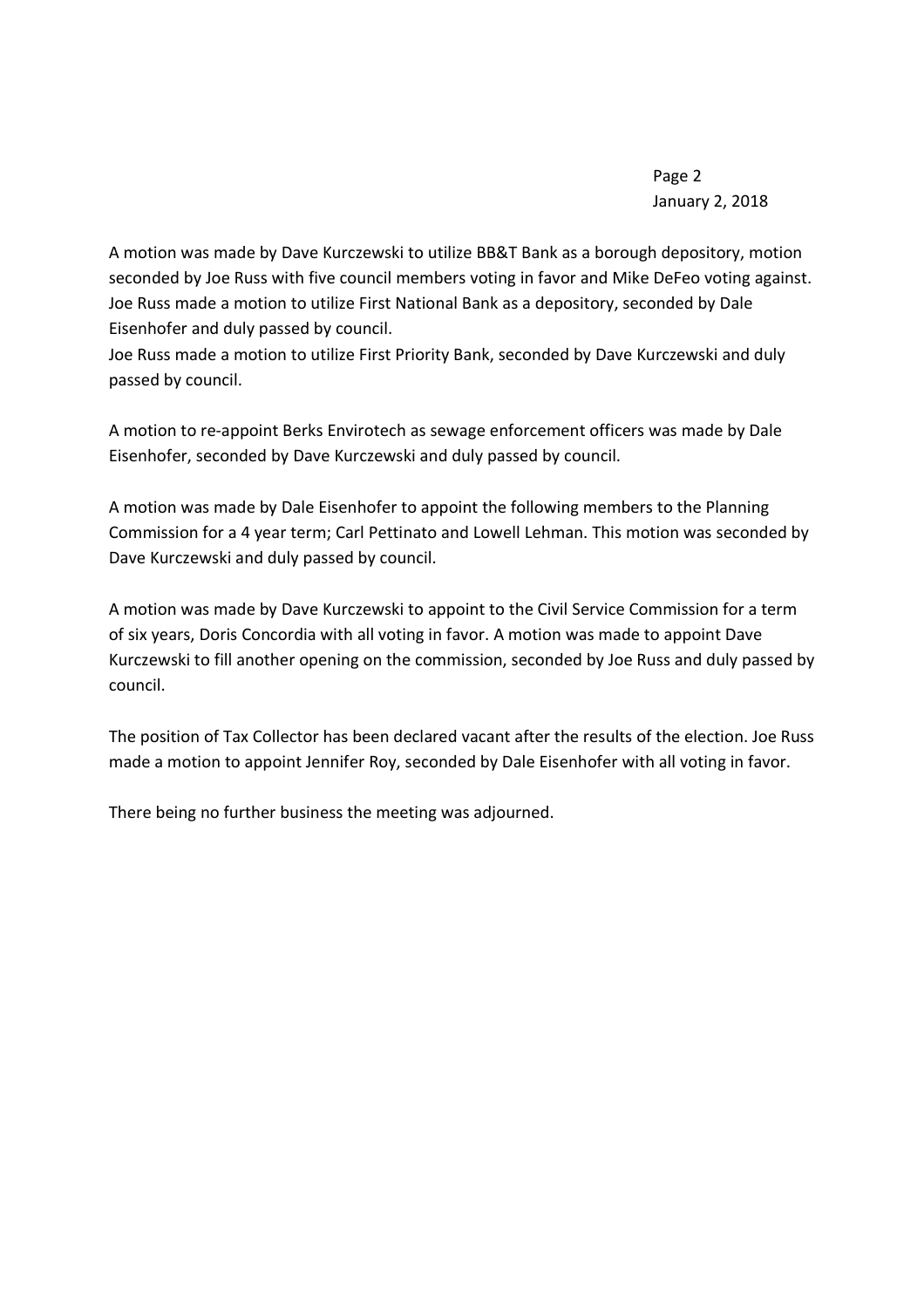A motion was made by Dave Kurczewski to utilize BB&T Bank as a borough depository, motion seconded by Joe Russ with five council members voting in favor and Mike DeFeo voting against. Joe Russ made a motion to utilize First National Bank as a depository, seconded by Dale Eisenhofer and duly passed by council.
Joe Russ made a motion to utilize First Priority Bank, seconded by Dave Kurczewski and duly passed by council.

A motion to re-appoint Berks Envirotech as sewage enforcement officers was made by Dale Eisenhofer, seconded by Dave Kurczewski and duly passed by council.

A motion was made by Dale Eisenhofer to appoint the following members to the Planning Commission for a 4 year term; Carl Pettinato and Lowell Lehman. This motion was seconded by Dave Kurczewski and duly passed by council.

A motion was made by Dave Kurczewski to appoint to the Civil Service Commission for a term of six years, Doris Concordia with all voting in favor. A motion was made to appoint Dave Kurczewski to fill another opening on the commission, seconded by Joe Russ and duly passed by council.

The position of Tax Collector has been declared vacant after the results of the election. Joe Russ made a motion to appoint Jennifer Roy, seconded by Dale Eisenhofer with all voting in favor.

There being no further business the meeting was adjourned.